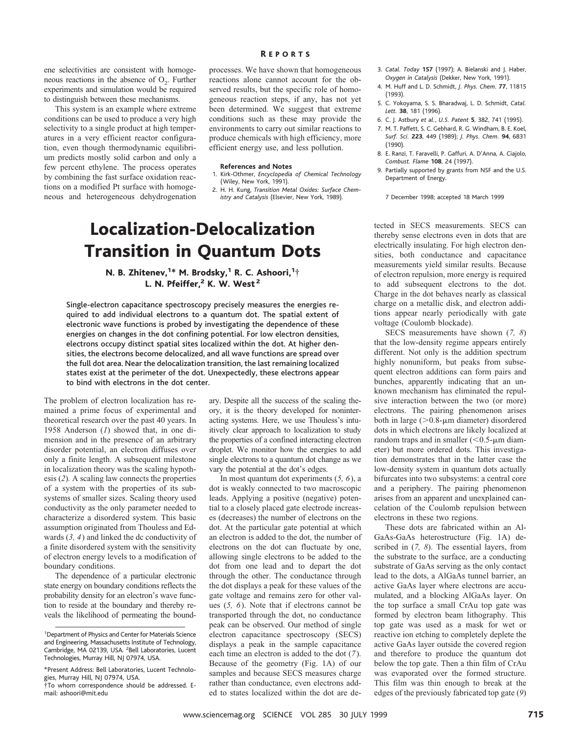ene selectivities are consistent with homogeneous reactions in the absence of $O_2$. Further experiments and simulation would be required to distinguish between these mechanisms.

This system is an example where extreme conditions can be used to produce a very high selectivity to a single product at high temperatures in a very efficient reactor configuration, even though thermodynamic equilibrium predicts mostly solid carbon and only a few percent ethylene. The process operates by combining the fast surface oxidation reactions on a modified Pt surface with homogeneous and heterogeneous dehydrogenation processes. We have shown that homogeneous reactions alone cannot account for the observed results, but the specific role of homogeneous reaction steps, if any, has not yet been determined. We suggest that extreme conditions such as these may provide the environments to carry out similar reactions to produce chemicals with high efficiency, more efficient energy use, and less pollution.

**References and Notes**

1. Kirk-Othmer, *Encyclopedia of Chemical Technology* (Wiley, New York, 1991).
2. H. H. Kung, *Transition Metal Oxides: Surface Chemistry and Catalysis* (Elsevier, New York, 1989).
3. *Catal. Today* **157** (1997); A. Bielanski and J. Haber, *Oxygen in Catalysis* (Dekker, New York, 1991).
4. M. Huff and L. D. Schmidt, *J. Phys. Chem.* **77**, 11815 (1993).
5. C. Yokoyama, S. S. Bharadwaj, L. D. Schmidt, *Catal. Lett.* **38**, 181 (1996).
6. C. J. Astbury *et al.*, *U.S. Patent* **5**, 382, 741 (1995).
7. M. T. Paffett, S. C. Gebhard, R. G. Windham, B. E. Koel, *Surf. Sci.* **223**, 449 (1989); *J. Phys. Chem.* **94**, 6831 (1990).
8. E. Ranzi, T. Faravelli, P. Gaffuri, A. D'Anna, A. Ciajolo, *Combust. Flame* **108**, 24 (1997).
9. Partially supported by grants from NSF and the U.S. Department of Energy.

7 December 1998; accepted 18 March 1999

# Localization-Delocalization Transition in Quantum Dots

N. B. Zhitenev,[1]* M. Brodsky,[1] R. C. Ashoori,[1]† L. N. Pfeiffer,[2] K. W. West[2]

**Single-electron capacitance spectroscopy precisely measures the energies required to add individual electrons to a quantum dot. The spatial extent of electronic wave functions is probed by investigating the dependence of these energies on changes in the dot confining potential. For low electron densities, electrons occupy distinct spatial sites localized within the dot. At higher densities, the electrons become delocalized, and all wave functions are spread over the full dot area. Near the delocalization transition, the last remaining localized states exist at the perimeter of the dot. Unexpectedly, these electrons appear to bind with electrons in the dot center.**

The problem of electron localization has remained a prime focus of experimental and theoretical research over the past 40 years. In 1958 Anderson (*1*) showed that, in one dimension and in the presence of an arbitrary disorder potential, an electron diffuses over only a finite length. A subsequent milestone in localization theory was the scaling hypothesis (*2*). A scaling law connects the properties of a system with the properties of its subsystems of smaller sizes. Scaling theory used conductivity as the only parameter needed to characterize a disordered system. This basic assumption originated from Thouless and Edwards (*3, 4*) and linked the dc conductivity of a finite disordered system with the sensitivity of electron energy levels to a modification of boundary conditions.

The dependence of a particular electronic state energy on boundary conditions reflects the probability density for an electron's wave function to reside at the boundary and thereby reveals the likelihood of permeating the boundary. Despite all the success of the scaling theory, it is the theory developed for noninteracting systems. Here, we use Thouless's intuitively clear approach to localization to study the properties of a confined interacting electron droplet. We monitor how the energies to add single electrons to a quantum dot change as we vary the potential at the dot's edges.

In most quantum dot experiments (*5, 6*), a dot is weakly connected to two macroscopic leads. Applying a positive (negative) potential to a closely placed gate electrode increases (decreases) the number of electrons on the dot. At the particular gate potential at which an electron is added to the dot, the number of electrons on the dot can fluctuate by one, allowing single electrons to be added to the dot from one lead and to depart the dot through the other. The conductance through the dot displays a peak for these values of the gate voltage and remains zero for other values (*5, 6*). Note that if electrons cannot be transported through the dot, no conductance peak can be observed. Our method of single electron capacitance spectroscopy (SECS) displays a peak in the sample capacitance each time an electron is added to the dot (*7*). Because of the geometry (Fig. 1A) of our samples and because SECS measures charge rather than conductance, even electrons added to states localized within the dot are detected in SECS measurements. SECS can thereby sense electrons even in dots that are electrically insulating. For high electron densities, both conductance and capacitance measurements yield similar results. Because of electron repulsion, more energy is required to add subsequent electrons to the dot. Charge in the dot behaves nearly as classical charge on a metallic disk, and electron additions appear nearly periodically with gate voltage (Coulomb blockade).

SECS measurements have shown (*7, 8*) that the low-density regime appears entirely different. Not only is the addition spectrum highly nonuniform, but peaks from subsequent electron additions can form pairs and bunches, apparently indicating that an unknown mechanism has eliminated the repulsive interaction between the two (or more) electrons. The pairing phenomenon arises both in large (>0.8-μm diameter) disordered dots in which electrons are likely localized at random traps and in smaller (<0.5-μm diameter) but more ordered dots. This investigation demonstrates that in the latter case the low-density system in quantum dots actually bifurcates into two subsystems: a central core and a periphery. The pairing phenomenon arises from an apparent and unexplained cancelation of the Coulomb repulsion between electrons in these two regions.

These dots are fabricated within an AlGaAs-GaAs heterostructure (Fig. 1A) described in (*7, 8*). The essential layers, from the substrate to the surface, are a conducting substrate of GaAs serving as the only contact lead to the dots, a AlGaAs tunnel barrier, an active GaAs layer where electrons are accumulated, and a blocking AlGaAs layer. On the top surface a small CrAu top gate was formed by electron beam lithography. This top gate was used as a mask for wet or reactive ion etching to completely deplete the active GaAs layer outside the covered region and therefore to produce the quantum dot below the top gate. Then a thin film of CrAu was evaporated over the formed structure. This film was thin enough to break at the edges of the previously fabricated top gate (*9*)

[1]Department of Physics and Center for Materials Science and Engineering, Massachusetts Institute of Technology, Cambridge, MA 02139, USA. [2]Bell Laboratories, Lucent Technologies, Murray Hill, NJ 07974, USA.

*Present Address: Bell Laboratories, Lucent Technologies, Murray Hill, NJ 07974, USA.

†To whom correspondence should be addressed. E-mail: ashoori@mit.edu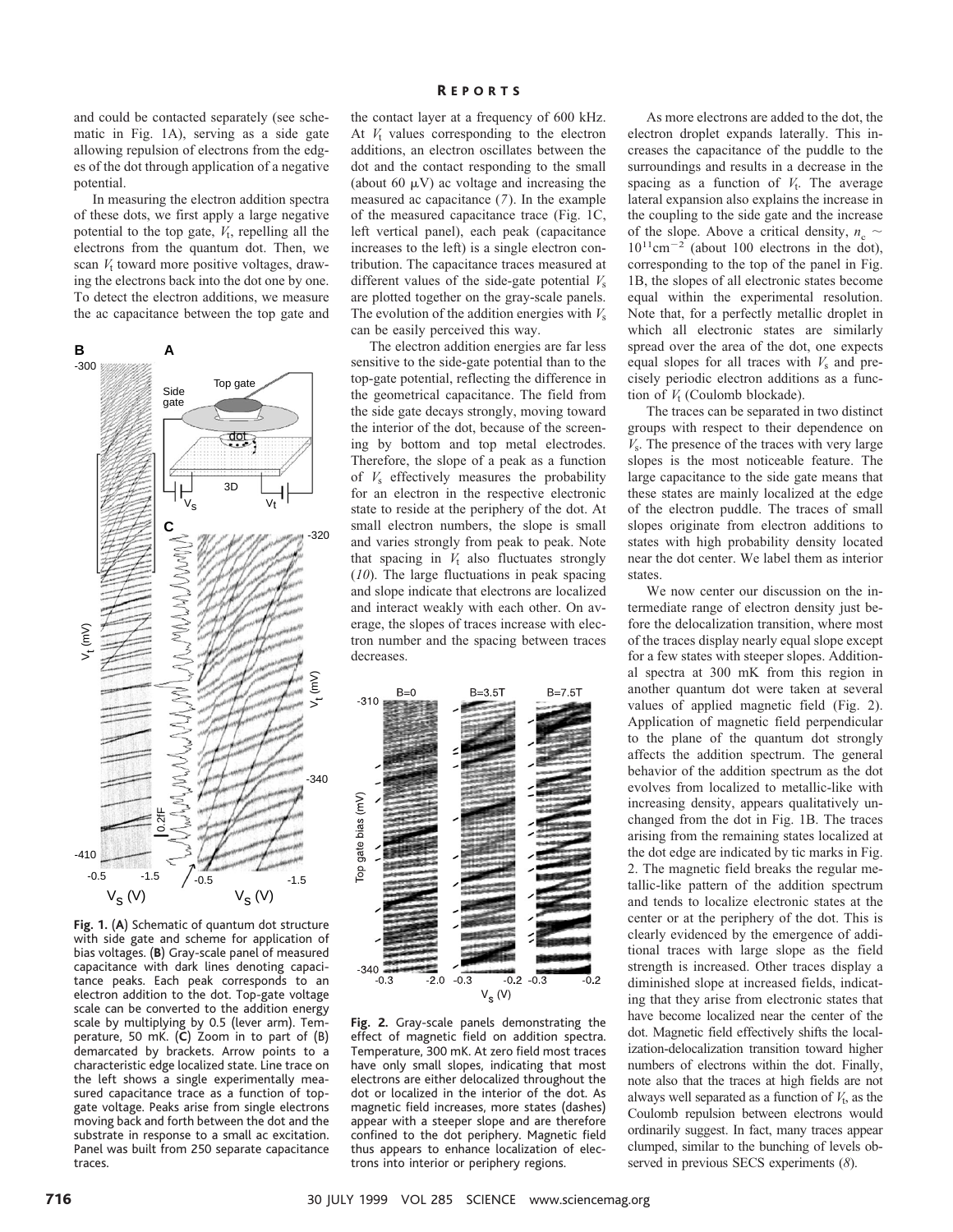and could be contacted separately (see schematic in Fig. 1A), serving as a side gate allowing repulsion of electrons from the edges of the dot through application of a negative potential.

In measuring the electron addition spectra of these dots, we first apply a large negative potential to the top gate, $V_t$, repelling all the electrons from the quantum dot. Then, we scan $V_t$ toward more positive voltages, drawing the electrons back into the dot one by one. To detect the electron additions, we measure the ac capacitance between the top gate and the contact layer at a frequency of 600 kHz. At $V_t$ values corresponding to the electron additions, an electron oscillates between the dot and the contact responding to the small (about 60 μV) ac voltage and increasing the measured ac capacitance (*7*). In the example of the measured capacitance trace (Fig. 1C, left vertical panel), each peak (capacitance increases to the left) is a single electron contribution. The capacitance traces measured at different values of the side-gate potential $V_s$ are plotted together on the gray-scale panels. The evolution of the addition energies with $V_s$ can be easily perceived this way.

The electron addition energies are far less sensitive to the side-gate potential than to the top-gate potential, reflecting the difference in the geometrical capacitance. The field from the side gate decays strongly, moving toward the interior of the dot, because of the screening by bottom and top metal electrodes. Therefore, the slope of a peak as a function of $V_s$ effectively measures the probability for an electron in the respective electronic state to reside at the periphery of the dot. At small electron numbers, the slope is small and varies strongly from peak to peak. Note that spacing in $V_t$ also fluctuates strongly (*10*). The large fluctuations in peak spacing and slope indicate that electrons are localized and interact weakly with each other. On average, the slopes of traces increase with electron number and the spacing between traces decreases.

**Fig. 1.** (**A**) Schematic of quantum dot structure with side gate and scheme for application of bias voltages. (**B**) Gray-scale panel of measured capacitance with dark lines denoting capacitance peaks. Each peak corresponds to an electron addition to the dot. Top-gate voltage scale can be converted to the addition energy scale by multiplying by 0.5 (lever arm). Temperature, 50 mK. (**C**) Zoom in to part of (B) demarcated by brackets. Arrow points to a characteristic edge localized state. Line trace on the left shows a single experimentally measured capacitance trace as a function of top-gate voltage. Peaks arise from single electrons moving back and forth between the dot and the substrate in response to a small ac excitation. Panel was built from 250 separate capacitance traces.

**Fig. 2.** Gray-scale panels demonstrating the effect of magnetic field on addition spectra. Temperature, 300 mK. At zero field most traces have only small slopes, indicating that most electrons are either delocalized throughout the dot or localized in the interior of the dot. As magnetic field increases, more states (dashes) appear with a steeper slope and are therefore confined to the dot periphery. Magnetic field thus appears to enhance localization of electrons into interior or periphery regions.

As more electrons are added to the dot, the electron droplet expands laterally. This increases the capacitance of the puddle to the surroundings and results in a decrease in the spacing as a function of $V_t$. The average lateral expansion also explains the increase in the coupling to the side gate and the increase of the slope. Above a critical density, $n_c \sim 10^{11}\text{cm}^{-2}$ (about 100 electrons in the dot), corresponding to the top of the panel in Fig. 1B, the slopes of all electronic states become equal within the experimental resolution. Note that, for a perfectly metallic droplet in which all electronic states are similarly spread over the area of the dot, one expects equal slopes for all traces with $V_s$ and precisely periodic electron additions as a function of $V_t$ (Coulomb blockade).

The traces can be separated in two distinct groups with respect to their dependence on $V_s$. The presence of the traces with very large slopes is the most noticeable feature. The large capacitance to the side gate means that these states are mainly localized at the edge of the electron puddle. The traces of small slopes originate from electron additions to states with high probability density located near the dot center. We label them as interior states.

We now center our discussion on the intermediate range of electron density just before the delocalization transition, where most of the traces display nearly equal slope except for a few states with steeper slopes. Additional spectra at 300 mK from this region in another quantum dot were taken at several values of applied magnetic field (Fig. 2). Application of magnetic field perpendicular to the plane of the quantum dot strongly affects the addition spectrum. The general behavior of the addition spectrum as the dot evolves from localized to metallic-like with increasing density, appears qualitatively unchanged from the dot in Fig. 1B. The traces arising from the remaining states localized at the dot edge are indicated by tic marks in Fig. 2. The magnetic field breaks the regular metallic-like pattern of the addition spectrum and tends to localize electronic states at the center or at the periphery of the dot. This is clearly evidenced by the emergence of additional traces with large slope as the field strength is increased. Other traces display a diminished slope at increased fields, indicating that they arise from electronic states that have become localized near the center of the dot. Magnetic field effectively shifts the localization-delocalization transition toward higher numbers of electrons within the dot. Finally, note also that the traces at high fields are not always well separated as a function of $V_t$, as the Coulomb repulsion between electrons would ordinarily suggest. In fact, many traces appear clumped, similar to the bunching of levels observed in previous SECS experiments (*8*).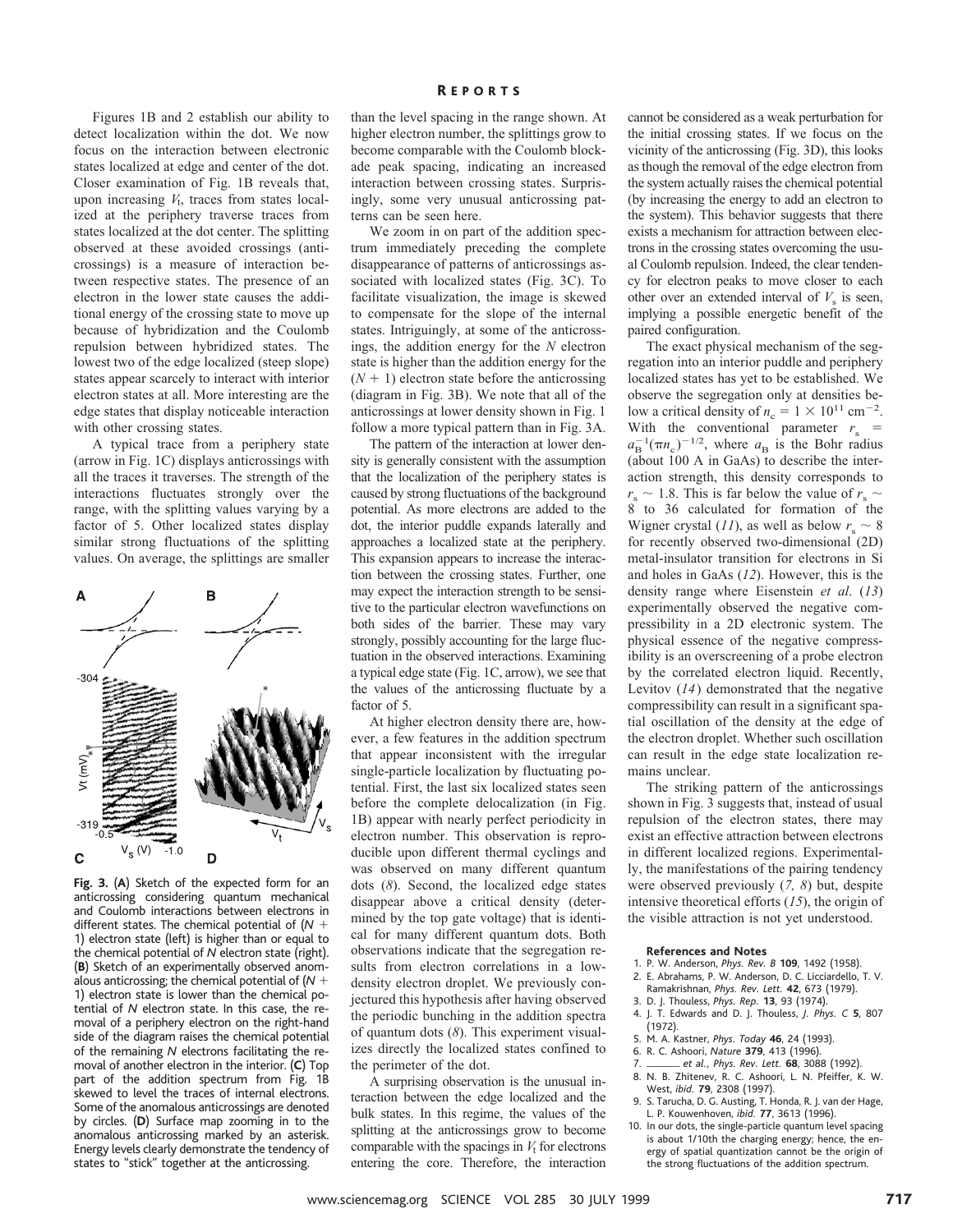Figures 1B and 2 establish our ability to detect localization within the dot. We now focus on the interaction between electronic states localized at edge and center of the dot. Closer examination of Fig. 1B reveals that, upon increasing $V_t$, traces from states localized at the periphery traverse traces from states localized at the dot center. The splitting observed at these avoided crossings (anticrossings) is a measure of interaction between respective states. The presence of an electron in the lower state causes the additional energy of the crossing state to move up because of hybridization and the Coulomb repulsion between hybridized states. The lowest two of the edge localized (steep slope) states appear scarcely to interact with interior electron states at all. More interesting are the edge states that display noticeable interaction with other crossing states.

A typical trace from a periphery state (arrow in Fig. 1C) displays anticrossings with all the traces it traverses. The strength of the interactions fluctuates strongly over the range, with the splitting values varying by a factor of 5. Other localized states display similar strong fluctuations of the splitting values. On average, the splittings are smaller than the level spacing in the range shown. At higher electron number, the splittings grow to become comparable with the Coulomb blockade peak spacing, indicating an increased interaction between crossing states. Surprisingly, some very unusual anticrossing patterns can be seen here.

We zoom in on part of the addition spectrum immediately preceding the complete disappearance of patterns of anticrossings associated with localized states (Fig. 3C). To facilitate visualization, the image is skewed to compensate for the slope of the internal states. Intriguingly, at some of the anticrossings, the addition energy for the $N$ electron state is higher than the addition energy for the $(N + 1)$ electron state before the anticrossing (diagram in Fig. 3B). We note that all of the anticrossings at lower density shown in Fig. 1 follow a more typical pattern than in Fig. 3A.

The pattern of the interaction at lower density is generally consistent with the assumption that the localization of the periphery states is caused by strong fluctuations of the background potential. As more electrons are added to the dot, the interior puddle expands laterally and approaches a localized state at the periphery. This expansion appears to increase the interaction between the crossing states. Further, one may expect the interaction strength to be sensitive to the particular electron wavefunctions on both sides of the barrier. These may vary strongly, possibly accounting for the large fluctuation in the observed interactions. Examining a typical edge state (Fig. 1C, arrow), we see that the values of the anticrossing fluctuate by a factor of 5.

At higher electron density there are, however, a few features in the addition spectrum that appear inconsistent with the irregular single-particle localization by fluctuating potential. First, the last six localized states seen before the complete delocalization (in Fig. 1B) appear with nearly perfect periodicity in electron number. This observation is reproducible upon different thermal cyclings and was observed on many different quantum dots (*8*). Second, the localized edge states disappear above a critical density (determined by the top gate voltage) that is identical for many different quantum dots. Both observations indicate that the segregation results from electron correlations in a low-density electron droplet. We previously conjectured this hypothesis after having observed the periodic bunching in the addition spectra of quantum dots (*8*). This experiment visualizes directly the localized states confined to the perimeter of the dot.

A surprising observation is the unusual interaction between the edge localized and the bulk states. In this regime, the values of the splitting at the anticrossings grow to become comparable with the spacings in $V_t$ for electrons entering the core. Therefore, the interaction cannot be considered as a weak perturbation for the initial crossing states. If we focus on the vicinity of the anticrossing (Fig. 3D), this looks as though the removal of the edge electron from the system actually raises the chemical potential (by increasing the energy to add an electron to the system). This behavior suggests that there exists a mechanism for attraction between electrons in the crossing states overcoming the usual Coulomb repulsion. Indeed, the clear tendency for electron peaks to move closer to each other over an extended interval of $V_s$ is seen, implying a possible energetic benefit of the paired configuration.

The exact physical mechanism of the segregation into an interior puddle and periphery localized states has yet to be established. We observe the segregation only at densities below a critical density of $n_c = 1 \times 10^{11}$ cm$^{-2}$. With the conventional parameter $r_s = a_B^{-1}(\pi n_c)^{-1/2}$, where $a_B$ is the Bohr radius (about 100 A in GaAs) to describe the interaction strength, this density corresponds to $r_s \sim 1.8$. This is far below the value of $r_s \sim$ 8 to 36 calculated for formation of the Wigner crystal (*11*), as well as below $r_s \sim 8$ for recently observed two-dimensional (2D) metal-insulator transition for electrons in Si and holes in GaAs (*12*). However, this is the density range where Eisenstein *et al*. (*13*) experimentally observed the negative compressibility in a 2D electronic system. The physical essence of the negative compressibility is an overscreening of a probe electron by the correlated electron liquid. Recently, Levitov (*14*) demonstrated that the negative compressibility can result in a significant spatial oscillation of the density at the edge of the electron droplet. Whether such oscillation can result in the edge state localization remains unclear.

The striking pattern of the anticrossings shown in Fig. 3 suggests that, instead of usual repulsion of the electron states, there may exist an effective attraction between electrons in different localized regions. Experimentally, the manifestations of the pairing tendency were observed previously (*7, 8*) but, despite intensive theoretical efforts (*15*), the origin of the visible attraction is not yet understood.

**Fig. 3.** (**A**) Sketch of the expected form for an anticrossing considering quantum mechanical and Coulomb interactions between electrons in different states. The chemical potential of $(N + 1)$ electron state (left) is higher than or equal to the chemical potential of $N$ electron state (right). (**B**) Sketch of an experimentally observed anomalous anticrossing; the chemical potential of $(N + 1)$ electron state is lower than the chemical potential of $N$ electron state. In this case, the removal of a periphery electron on the right-hand side of the diagram raises the chemical potential of the remaining $N$ electrons facilitating the removal of another electron in the interior. (**C**) Top part of the addition spectrum from Fig. 1B skewed to level the traces of internal electrons. Some of the anomalous anticrossings are denoted by circles. (**D**) Surface map zooming in to the anomalous anticrossing marked by an asterisk. Energy levels clearly demonstrate the tendency of states to "stick" together at the anticrossing.

**References and Notes**

1. P. W. Anderson, *Phys. Rev. B* **109**, 1492 (1958).
2. E. Abrahams, P. W. Anderson, D. C. Licciardello, T. V. Ramakrishnan, *Phys. Rev. Lett.* **42**, 673 (1979).
3. D. J. Thouless, *Phys. Rep.* **13**, 93 (1974).
4. J. T. Edwards and D. J. Thouless, *J. Phys. C* **5**, 807 (1972).
5. M. A. Kastner, *Phys. Today* **46**, 24 (1993).
6. R. C. Ashoori, *Nature* **379**, 413 (1996).
7. ——— *et al.*, *Phys. Rev. Lett.* **68**, 3088 (1992).
8. N. B. Zhitenev, R. C. Ashoori, L. N. Pfeiffer, K. W. West, *ibid.* **79**, 2308 (1997).
9. S. Tarucha, D. G. Austing, T. Honda, R. J. van der Hage, L. P. Kouwenhoven, *ibid.* **77**, 3613 (1996).
10. In our dots, the single-particle quantum level spacing is about 1/10th the charging energy; hence, the energy of spatial quantization cannot be the origin of the strong fluctuations of the addition spectrum.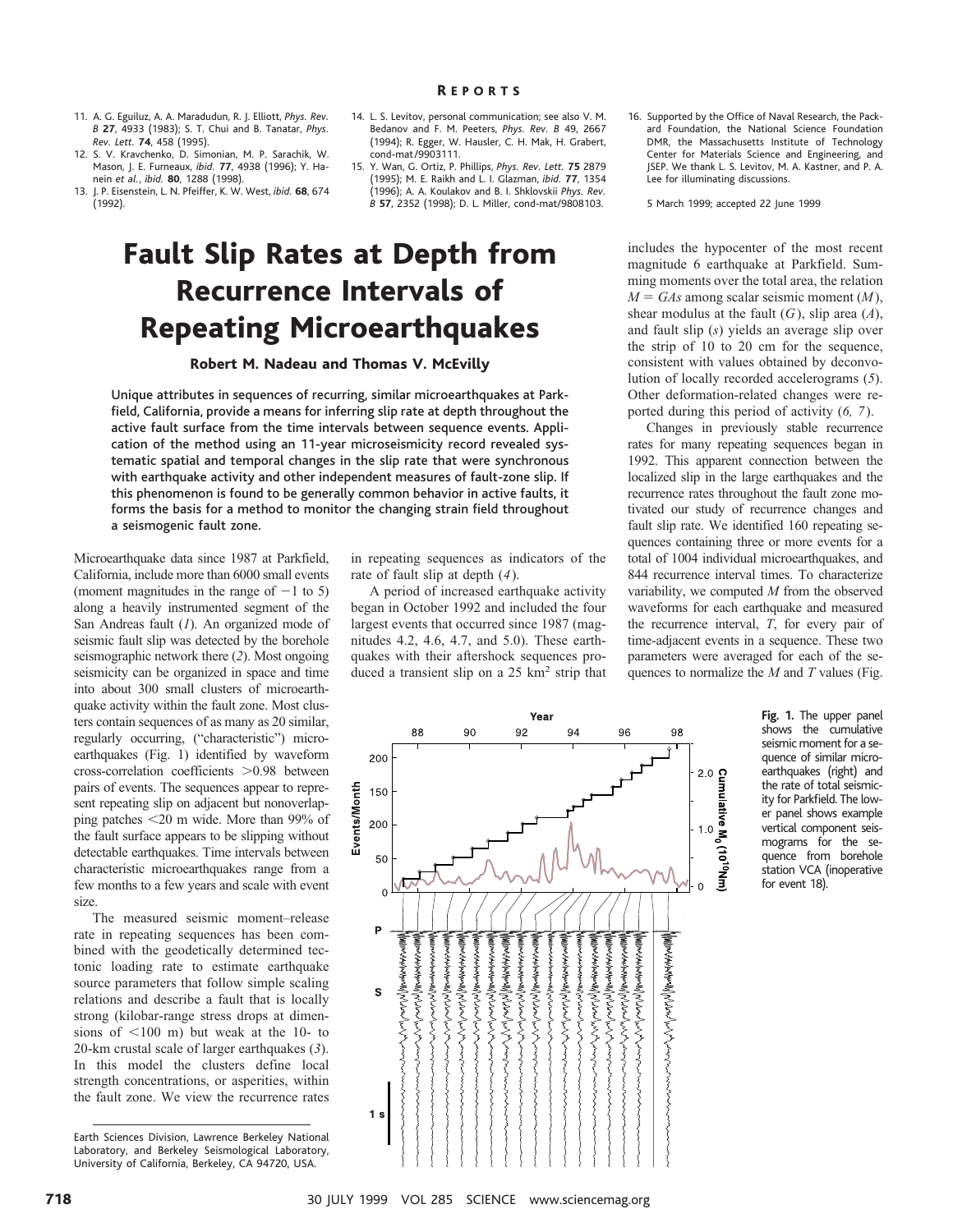11. A. G. Eguiluz, A. A. Maradudun, R. J. Elliott, *Phys. Rev. B* **27**, 4933 (1983); S. T. Chui and B. Tanatar, *Phys. Rev. Lett.* **74**, 458 (1995).
12. S. V. Kravchenko, D. Simonian, M. P. Sarachik, W. Mason, J. E. Furneaux, *ibid.* **77**, 4938 (1996); Y. Hanein *et al.*, *ibid.* **80**, 1288 (1998).
13. J. P. Eisenstein, L. N. Pfeiffer, K. W. West, *ibid.* **68**, 674 (1992).
14. L. S. Levitov, personal communication; see also V. M. Bedanov and F. M. Peeters, *Phys. Rev. B* 49, 2667 (1994); R. Egger, W. Hausler, C. H. Mak, H. Grabert, cond-mat/9903111.
15. Y. Wan, G. Ortiz, P. Phillips, *Phys. Rev. Lett.* **75** 2879 (1995); M. E. Raikh and L. I. Glazman, *ibid.* **77**, 1354 (1996); A. A. Koulakov and B. I. Shklovskii *Phys. Rev. B* **57**, 2352 (1998); D. L. Miller, cond-mat/9808103.
16. Supported by the Office of Naval Research, the Packard Foundation, the National Science Foundation DMR, the Massachusetts Institute of Technology Center for Materials Science and Engineering, and JSEP. We thank L. S. Levitov, M. A. Kastner, and P. A. Lee for illuminating discussions.

5 March 1999; accepted 22 June 1999

# Fault Slip Rates at Depth from Recurrence Intervals of Repeating Microearthquakes

**Robert M. Nadeau and Thomas V. McEvilly**

**Unique attributes in sequences of recurring, similar microearthquakes at Parkfield, California, provide a means for inferring slip rate at depth throughout the active fault surface from the time intervals between sequence events. Application of the method using an 11-year microseismicity record revealed systematic spatial and temporal changes in the slip rate that were synchronous with earthquake activity and other independent measures of fault-zone slip. If this phenomenon is found to be generally common behavior in active faults, it forms the basis for a method to monitor the changing strain field throughout a seismogenic fault zone.**

Microearthquake data since 1987 at Parkfield, California, include more than 6000 small events (moment magnitudes in the range of −1 to 5) along a heavily instrumented segment of the San Andreas fault (*1*). An organized mode of seismic fault slip was detected by the borehole seismographic network there (*2*). Most ongoing seismicity can be organized in space and time into about 300 small clusters of microearthquake activity within the fault zone. Most clusters contain sequences of as many as 20 similar, regularly occurring, ("characteristic") microearthquakes (Fig. 1) identified by waveform cross-correlation coefficients >0.98 between pairs of events. The sequences appear to represent repeating slip on adjacent but nonoverlapping patches <20 m wide. More than 99% of the fault surface appears to be slipping without detectable earthquakes. Time intervals between characteristic microearthquakes range from a few months to a few years and scale with event size.

The measured seismic moment–release rate in repeating sequences has been combined with the geodetically determined tectonic loading rate to estimate earthquake source parameters that follow simple scaling relations and describe a fault that is locally strong (kilobar-range stress drops at dimensions of <100 m) but weak at the 10- to 20-km crustal scale of larger earthquakes (*3*). In this model the clusters define local strength concentrations, or asperities, within the fault zone. We view the recurrence rates in repeating sequences as indicators of the rate of fault slip at depth (*4*).

A period of increased earthquake activity began in October 1992 and included the four largest events that occurred since 1987 (magnitudes 4.2, 4.6, 4.7, and 5.0). These earthquakes with their aftershock sequences produced a transient slip on a 25 km² strip that includes the hypocenter of the most recent magnitude 6 earthquake at Parkfield. Summing moments over the total area, the relation $M = GAs$ among scalar seismic moment ($M$), shear modulus at the fault ($G$), slip area ($A$), and fault slip ($s$) yields an average slip over the strip of 10 to 20 cm for the sequence, consistent with values obtained by deconvolution of locally recorded accelerograms (*5*). Other deformation-related changes were reported during this period of activity (*6, 7*).

Changes in previously stable recurrence rates for many repeating sequences began in 1992. This apparent connection between the localized slip in the large earthquakes and the recurrence rates throughout the fault zone motivated our study of recurrence changes and fault slip rate. We identified 160 repeating sequences containing three or more events for a total of 1004 individual microearthquakes, and 844 recurrence interval times. To characterize variability, we computed $M$ from the observed waveforms for each earthquake and measured the recurrence interval, $T$, for every pair of time-adjacent events in a sequence. These two parameters were averaged for each of the sequences to normalize the $M$ and $T$ values (Fig.

Year
88 90 92 94 96 98
Events/Month
200
150
200
50
0
Cumulative $M_0$ ($10^{10}$Nm)
2.0
1.0
0
P
S
1 s

**Fig. 1.** The upper panel shows the cumulative seismic moment for a sequence of similar microearthquakes (right) and the rate of total seismicity for Parkfield. The lower panel shows example vertical component seismograms for the sequence from borehole station VCA (inoperative for event 18).

Earth Sciences Division, Lawrence Berkeley National Laboratory, and Berkeley Seismological Laboratory, University of California, Berkeley, CA 94720, USA.